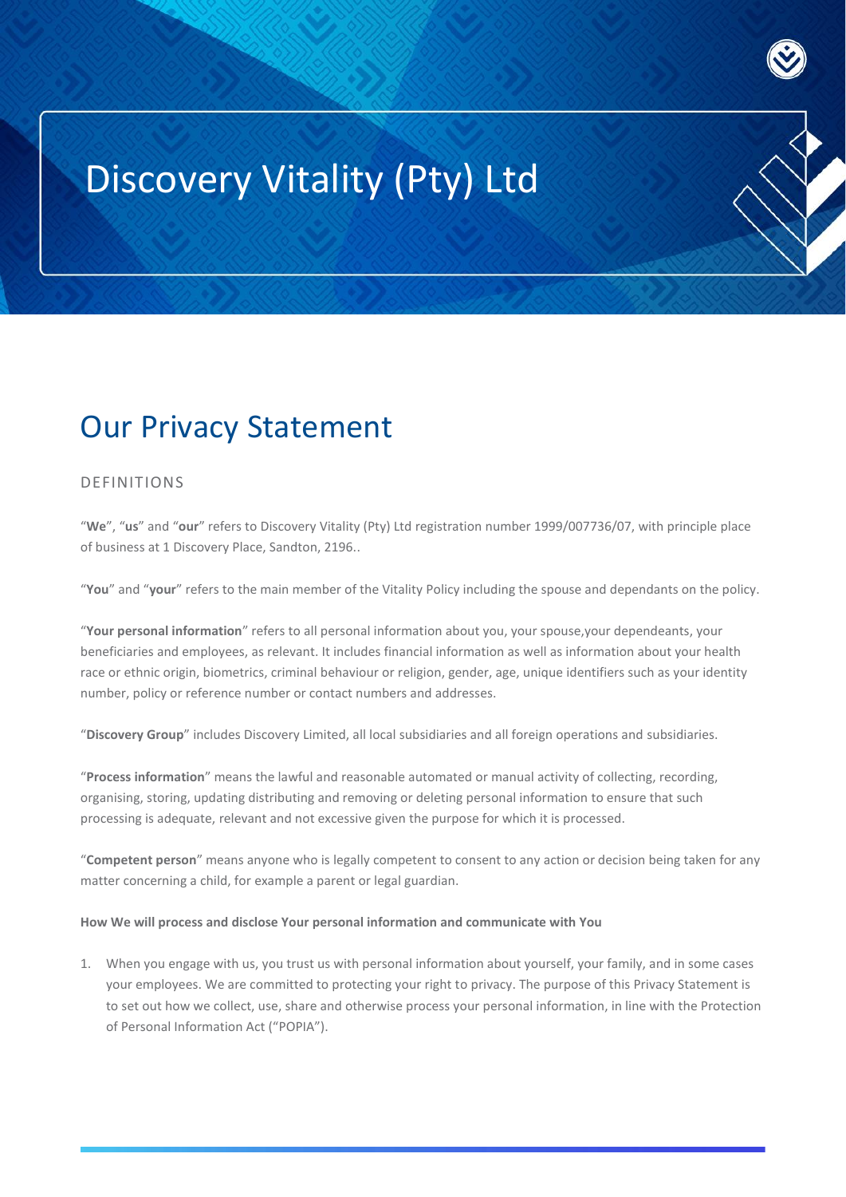# Discovery Vitality (Pty) Ltd

## Our Privacy Statement

### DEFINITIONS

"**We**", "**us**" and "**our**" refers to Discovery Vitality (Pty) Ltd registration number 1999/007736/07, with principle place of business at 1 Discovery Place, Sandton, 2196..

"**You**" and "**your**" refers to the main member of the Vitality Policy including the spouse and dependants on the policy.

"**Your personal information**" refers to all personal information about you, your spouse,your dependeants, your beneficiaries and employees, as relevant. It includes financial information as well as information about your health race or ethnic origin, biometrics, criminal behaviour or religion, gender, age, unique identifiers such as your identity number, policy or reference number or contact numbers and addresses.

"**Discovery Group**" includes Discovery Limited, all local subsidiaries and all foreign operations and subsidiaries.

"**Process information**" means the lawful and reasonable automated or manual activity of collecting, recording, organising, storing, updating distributing and removing or deleting personal information to ensure that such processing is adequate, relevant and not excessive given the purpose for which it is processed.

"**Competent person**" means anyone who is legally competent to consent to any action or decision being taken for any matter concerning a child, for example a parent or legal guardian.

**How We will process and disclose Your personal information and communicate with You**

1. When you engage with us, you trust us with personal information about yourself, your family, and in some cases your employees. We are committed to protecting your right to privacy. The purpose of this Privacy Statement is to set out how we collect, use, share and otherwise process your personal information, in line with the Protection of Personal Information Act ("POPIA").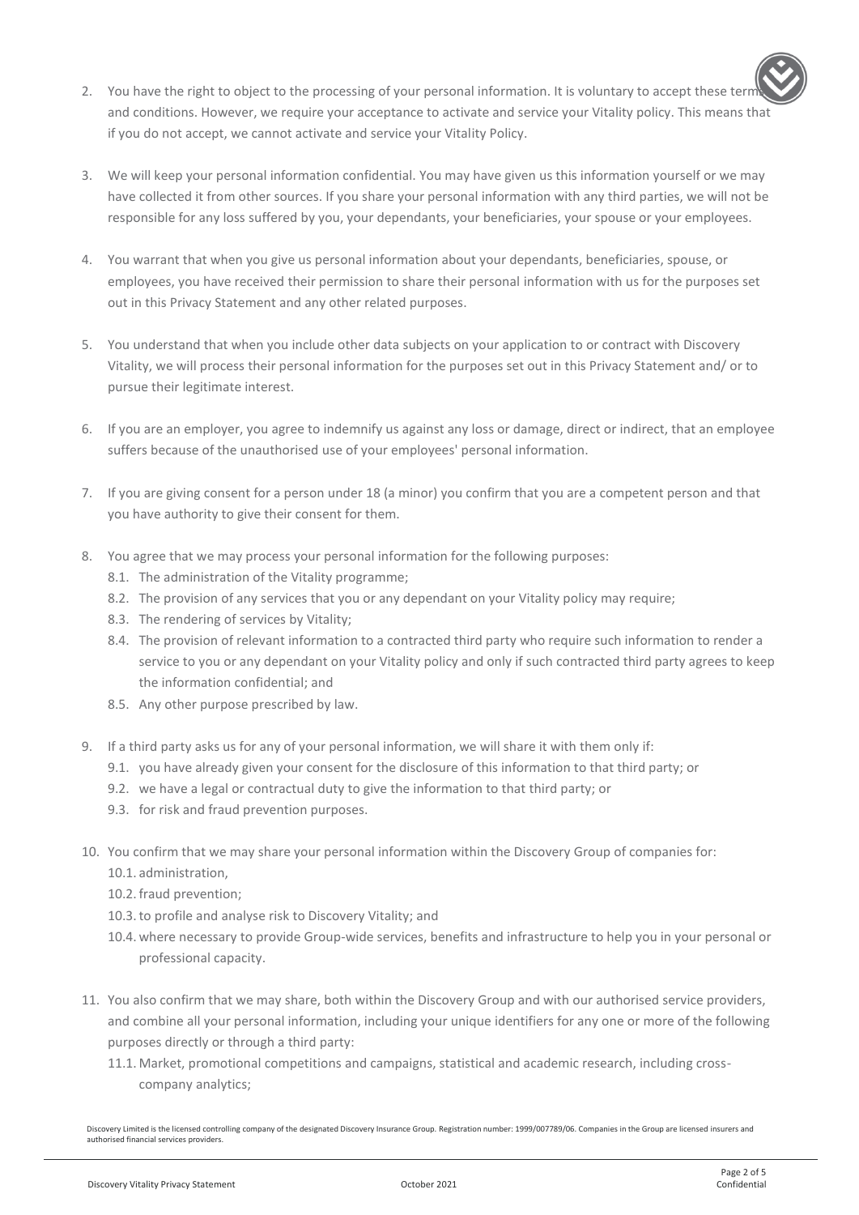2. You have the right to object to the processing of your personal information. It is voluntary to accept these terms and conditions. However, we require your acceptance to activate and service your Vitality policy. This means that if you do not accept, we cannot activate and service your Vitality Policy.

3. We will keep your personal information confidential. You may have given us this information yourself or we may have collected it from other sources. If you share your personal information with any third parties, we will not be responsible for any loss suffered by you, your dependants, your beneficiaries, your spouse or your employees.

4. You warrant that when you give us personal information about your dependants, beneficiaries, spouse, or employees, you have received their permission to share their personal information with us for the purposes set out in this Privacy Statement and any other related purposes.

5. You understand that when you include other data subjects on your application to or contract with Discovery Vitality, we will process their personal information for the purposes set out in this Privacy Statement and/ or to pursue their legitimate interest.

6. If you are an employer, you agree to indemnify us against any loss or damage, direct or indirect, that an employee suffers because of the unauthorised use of your employees' personal information.

7. If you are giving consent for a person under 18 (a minor) you confirm that you are a competent person and that you have authority to give their consent for them.

8. You agree that we may process your personal information for the following purposes:
   8.1. The administration of the Vitality programme;
   8.2. The provision of any services that you or any dependant on your Vitality policy may require;
   8.3. The rendering of services by Vitality;
   8.4. The provision of relevant information to a contracted third party who require such information to render a service to you or any dependant on your Vitality policy and only if such contracted third party agrees to keep the information confidential; and
   8.5. Any other purpose prescribed by law.

9. If a third party asks us for any of your personal information, we will share it with them only if:
   9.1. you have already given your consent for the disclosure of this information to that third party; or
   9.2. we have a legal or contractual duty to give the information to that third party; or
   9.3. for risk and fraud prevention purposes.

10. You confirm that we may share your personal information within the Discovery Group of companies for:
    10.1. administration,
    10.2. fraud prevention;
    10.3. to profile and analyse risk to Discovery Vitality; and
    10.4. where necessary to provide Group-wide services, benefits and infrastructure to help you in your personal or professional capacity.

11. You also confirm that we may share, both within the Discovery Group and with our authorised service providers, and combine all your personal information, including your unique identifiers for any one or more of the following purposes directly or through a third party:
    11.1. Market, promotional competitions and campaigns, statistical and academic research, including cross-company analytics;

Discovery Limited is the licensed controlling company of the designated Discovery Insurance Group. Registration number: 1999/007789/06. Companies in the Group are licensed insurers and authorised financial services providers.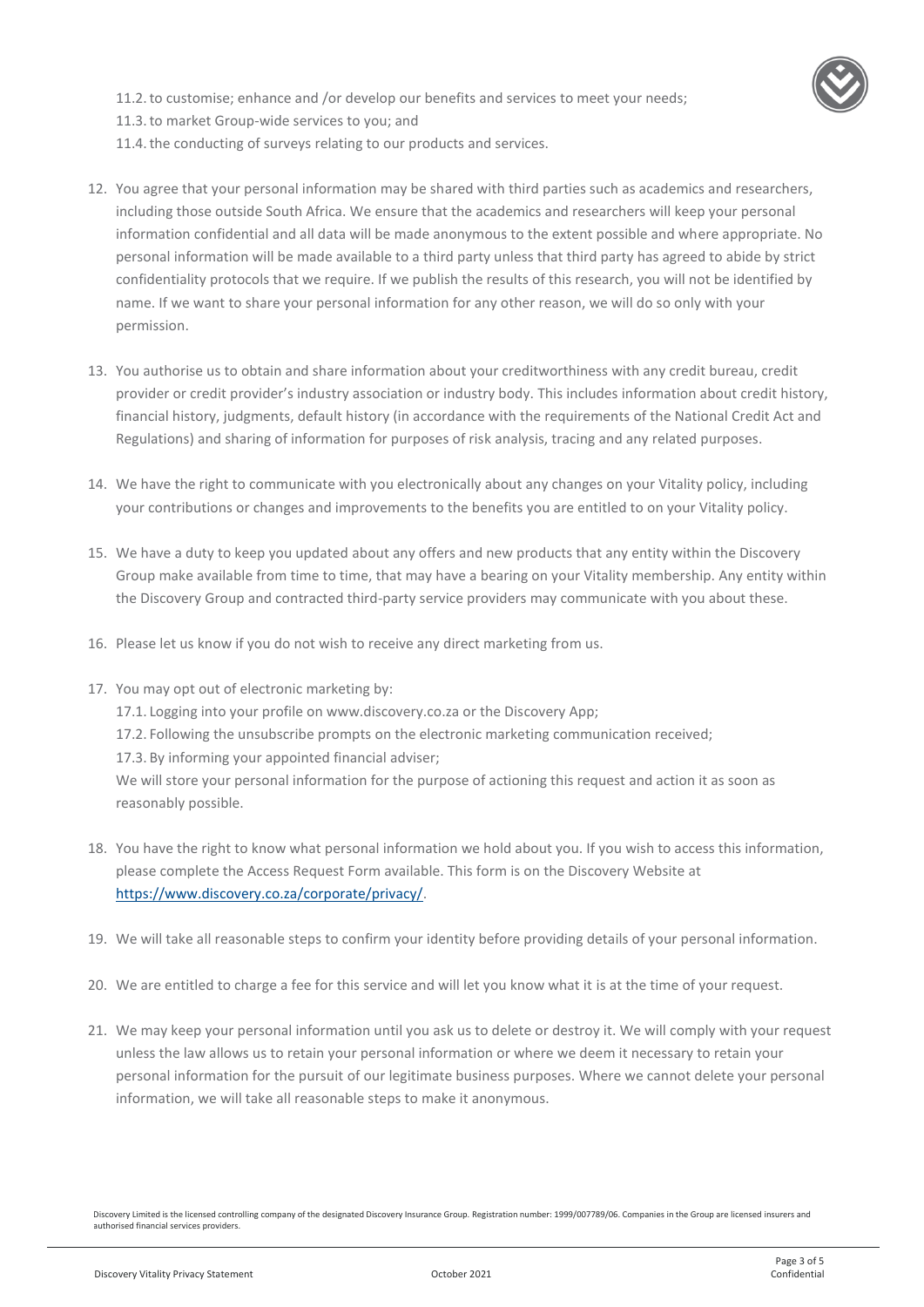11.2. to customise; enhance and /or develop our benefits and services to meet your needs;

11.3. to market Group-wide services to you; and

11.4. the conducting of surveys relating to our products and services.

12. You agree that your personal information may be shared with third parties such as academics and researchers, including those outside South Africa. We ensure that the academics and researchers will keep your personal information confidential and all data will be made anonymous to the extent possible and where appropriate. No personal information will be made available to a third party unless that third party has agreed to abide by strict confidentiality protocols that we require. If we publish the results of this research, you will not be identified by name. If we want to share your personal information for any other reason, we will do so only with your permission.

13. You authorise us to obtain and share information about your creditworthiness with any credit bureau, credit provider or credit provider's industry association or industry body. This includes information about credit history, financial history, judgments, default history (in accordance with the requirements of the National Credit Act and Regulations) and sharing of information for purposes of risk analysis, tracing and any related purposes.

14. We have the right to communicate with you electronically about any changes on your Vitality policy, including your contributions or changes and improvements to the benefits you are entitled to on your Vitality policy.

15. We have a duty to keep you updated about any offers and new products that any entity within the Discovery Group make available from time to time, that may have a bearing on your Vitality membership. Any entity within the Discovery Group and contracted third-party service providers may communicate with you about these.

16. Please let us know if you do not wish to receive any direct marketing from us.

17. You may opt out of electronic marketing by:

    17.1. Logging into your profile on www.discovery.co.za or the Discovery App;

    17.2. Following the unsubscribe prompts on the electronic marketing communication received;

    17.3. By informing your appointed financial adviser;

    We will store your personal information for the purpose of actioning this request and action it as soon as reasonably possible.

18. You have the right to know what personal information we hold about you. If you wish to access this information, please complete the Access Request Form available. This form is on the Discovery Website at https://www.discovery.co.za/corporate/privacy/.

19. We will take all reasonable steps to confirm your identity before providing details of your personal information.

20. We are entitled to charge a fee for this service and will let you know what it is at the time of your request.

21. We may keep your personal information until you ask us to delete or destroy it. We will comply with your request unless the law allows us to retain your personal information or where we deem it necessary to retain your personal information for the pursuit of our legitimate business purposes. Where we cannot delete your personal information, we will take all reasonable steps to make it anonymous.

Discovery Limited is the licensed controlling company of the designated Discovery Insurance Group. Registration number: 1999/007789/06. Companies in the Group are licensed insurers and authorised financial services providers.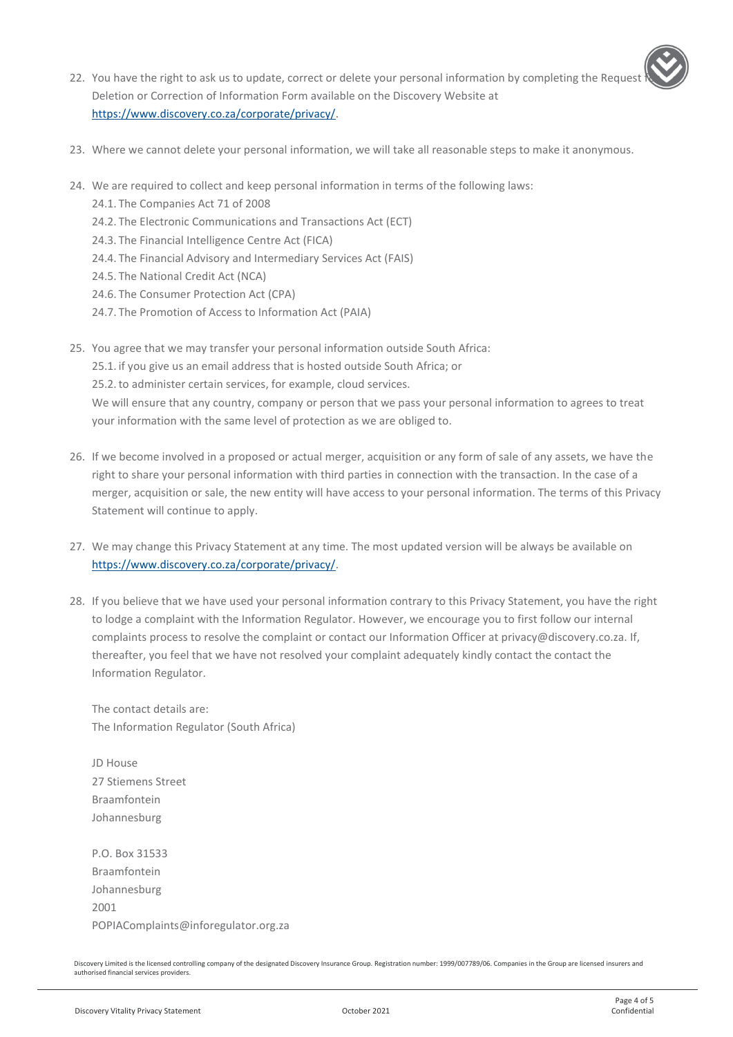22. You have the right to ask us to update, correct or delete your personal information by completing the Request for Deletion or Correction of Information Form available on the Discovery Website at https://www.discovery.co.za/corporate/privacy/.

23. Where we cannot delete your personal information, we will take all reasonable steps to make it anonymous.

24. We are required to collect and keep personal information in terms of the following laws:
    24.1. The Companies Act 71 of 2008
    24.2. The Electronic Communications and Transactions Act (ECT)
    24.3. The Financial Intelligence Centre Act (FICA)
    24.4. The Financial Advisory and Intermediary Services Act (FAIS)
    24.5. The National Credit Act (NCA)
    24.6. The Consumer Protection Act (CPA)
    24.7. The Promotion of Access to Information Act (PAIA)

25. You agree that we may transfer your personal information outside South Africa:
    25.1. if you give us an email address that is hosted outside South Africa; or
    25.2. to administer certain services, for example, cloud services.

    We will ensure that any country, company or person that we pass your personal information to agrees to treat your information with the same level of protection as we are obliged to.

26. If we become involved in a proposed or actual merger, acquisition or any form of sale of any assets, we have the right to share your personal information with third parties in connection with the transaction. In the case of a merger, acquisition or sale, the new entity will have access to your personal information. The terms of this Privacy Statement will continue to apply.

27. We may change this Privacy Statement at any time. The most updated version will be always be available on https://www.discovery.co.za/corporate/privacy/.

28. If you believe that we have used your personal information contrary to this Privacy Statement, you have the right to lodge a complaint with the Information Regulator. However, we encourage you to first follow our internal complaints process to resolve the complaint or contact our Information Officer at privacy@discovery.co.za. If, thereafter, you feel that we have not resolved your complaint adequately kindly contact the contact the Information Regulator.

    The contact details are:
    The Information Regulator (South Africa)

    JD House
    27 Stiemens Street
    Braamfontein
    Johannesburg

    P.O. Box 31533
    Braamfontein
    Johannesburg
    2001
    POPIAComplaints@inforegulator.org.za

Discovery Limited is the licensed controlling company of the designated Discovery Insurance Group. Registration number: 1999/007789/06. Companies in the Group are licensed insurers and authorised financial services providers.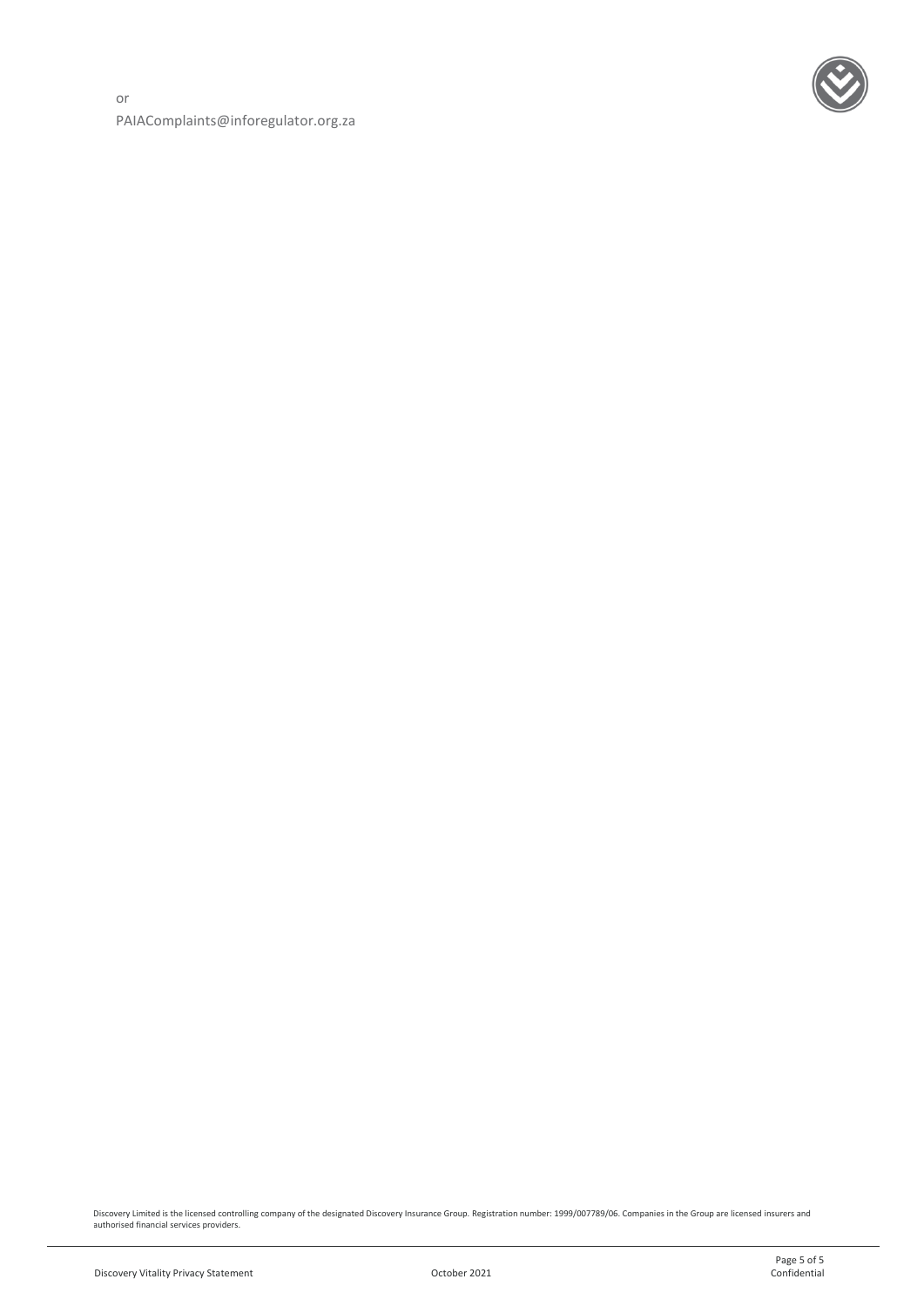or

PAIAComplaints@inforegulator.org.za

Discovery Limited is the licensed controlling company of the designated Discovery Insurance Group. Registration number: 1999/007789/06. Companies in the Group are licensed insurers and authorised financial services providers.